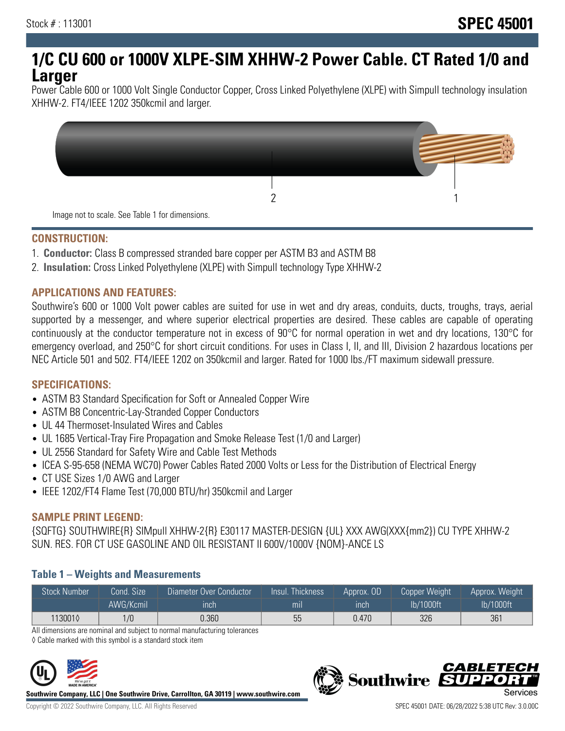Stock # : 113001

# SPEC 45001

# 1/C CU 600 or 1000V XLPE-SIM XHHW-2 Power Cable. CT Rated 1/0 and Larger

Power Cable 600 or 1000 Volt Single Conductor Copper, Cross Linked Polyethylene (XLPE) with Simpull technology insulation XHHW-2. FT4/IEEE 1202 350kcmil and larger.

Image not to scale. See Table 1 for dimensions.

## CONSTRUCTION:

1. **Conductor:** Class B compressed stranded bare copper per ASTM B3 and ASTM B8
2. **Insulation:** Cross Linked Polyethylene (XLPE) with Simpull technology Type XHHW-2

## APPLICATIONS AND FEATURES:

Southwire's 600 or 1000 Volt power cables are suited for use in wet and dry areas, conduits, ducts, troughs, trays, aerial supported by a messenger, and where superior electrical properties are desired. These cables are capable of operating continuously at the conductor temperature not in excess of 90°C for normal operation in wet and dry locations, 130°C for emergency overload, and 250°C for short circuit conditions. For uses in Class I, II, and III, Division 2 hazardous locations per NEC Article 501 and 502. FT4/IEEE 1202 on 350kcmil and larger. Rated for 1000 lbs./FT maximum sidewall pressure.

## SPECIFICATIONS:

- ASTM B3 Standard Specification for Soft or Annealed Copper Wire
- ASTM B8 Concentric-Lay-Stranded Copper Conductors
- UL 44 Thermoset-Insulated Wires and Cables
- UL 1685 Vertical-Tray Fire Propagation and Smoke Release Test (1/0 and Larger)
- UL 2556 Standard for Safety Wire and Cable Test Methods
- ICEA S-95-658 (NEMA WC70) Power Cables Rated 2000 Volts or Less for the Distribution of Electrical Energy
- CT USE Sizes 1/0 AWG and Larger
- IEEE 1202/FT4 Flame Test (70,000 BTU/hr) 350kcmil and Larger

## SAMPLE PRINT LEGEND:

{SQFTG} SOUTHWIRE{R} SIMpull XHHW-2{R} E30117 MASTER-DESIGN {UL} XXX AWG(XXX{mm2}) CU TYPE XHHW-2 SUN. RES. FOR CT USE GASOLINE AND OIL RESISTANT II 600V/1000V {NOM}-ANCE LS

### Table 1 – Weights and Measurements

| Stock Number | Cond. Size | Diameter Over Conductor | Insul. Thickness | Approx. OD | Copper Weight | Approx. Weight |
|---|---|---|---|---|---|---|
| | AWG/Kcmil | inch | mil | inch | lb/1000ft | lb/1000ft |
| 113001◊ | 1/0 | 0.360 | 55 | 0.470 | 326 | 361 |

All dimensions are nominal and subject to normal manufacturing tolerances

◊ Cable marked with this symbol is a standard stock item

**Southwire Company, LLC | One Southwire Drive, Carrollton, GA 30119 | www.southwire.com**

Copyright © 2022 Southwire Company, LLC. All Rights Reserved

SPEC 45001 DATE: 06/28/2022 5:38 UTC Rev: 3.0.00C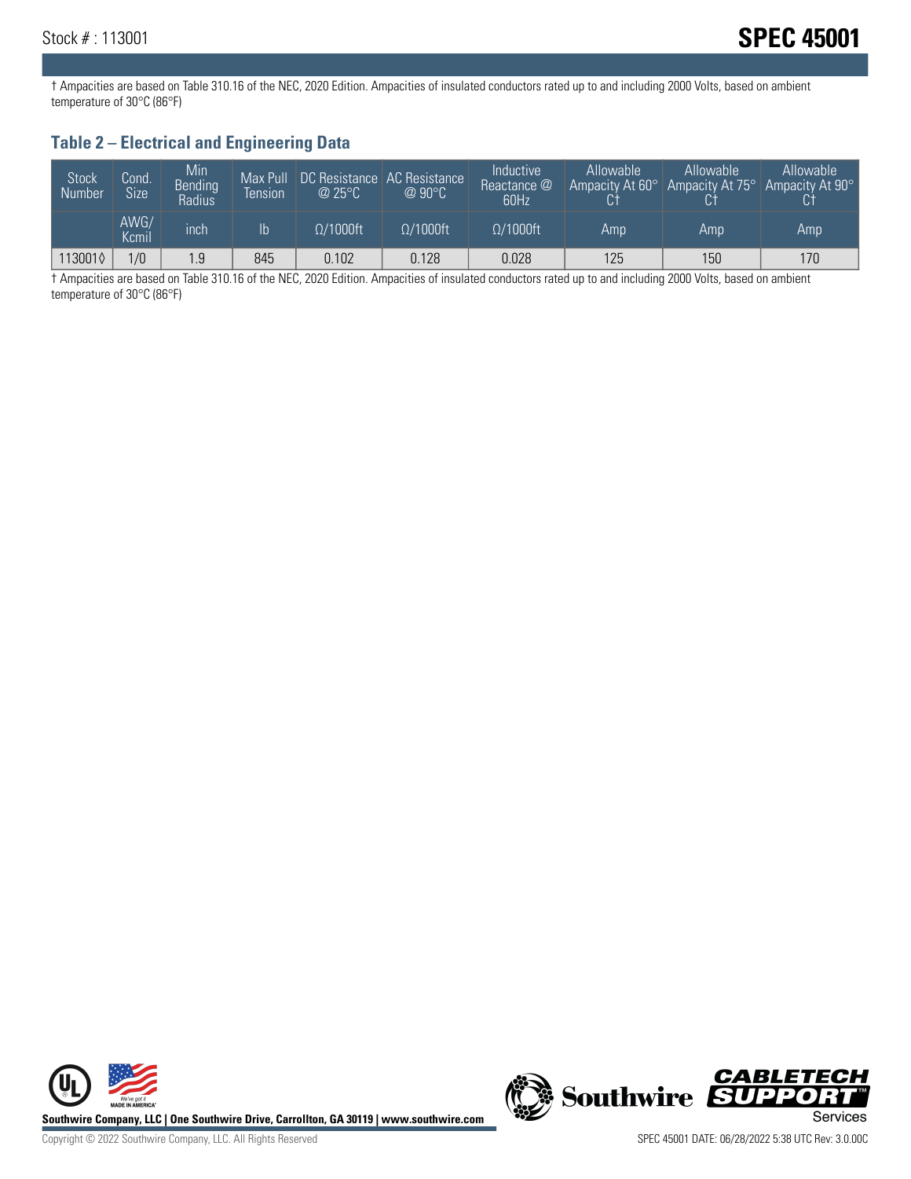† Ampacities are based on Table 310.16 of the NEC, 2020 Edition. Ampacities of insulated conductors rated up to and including 2000 Volts, based on ambient temperature of 30°C (86°F)

### Table 2 – Electrical and Engineering Data

| Stock Number | Cond. Size | Min Bending Radius | Max Pull Tension | DC Resistance @ 25°C | AC Resistance @ 90°C | Inductive Reactance @ 60Hz | Allowable Ampacity At 60° C† | Allowable Ampacity At 75° C† | Allowable Ampacity At 90° C† |
|---|---|---|---|---|---|---|---|---|---|
| | AWG/ Kcmil | inch | lb | Ω/1000ft | Ω/1000ft | Ω/1000ft | Amp | Amp | Amp |
| 113001◊ | 1/0 | 1.9 | 845 | 0.102 | 0.128 | 0.028 | 125 | 150 | 170 |

† Ampacities are based on Table 310.16 of the NEC, 2020 Edition. Ampacities of insulated conductors rated up to and including 2000 Volts, based on ambient temperature of 30°C (86°F)

**Southwire Company, LLC | One Southwire Drive, Carrollton, GA 30119 | www.southwire.com**

Copyright © 2022 Southwire Company, LLC. All Rights Reserved

SPEC 45001 DATE: 06/28/2022 5:38 UTC Rev: 3.0.00C